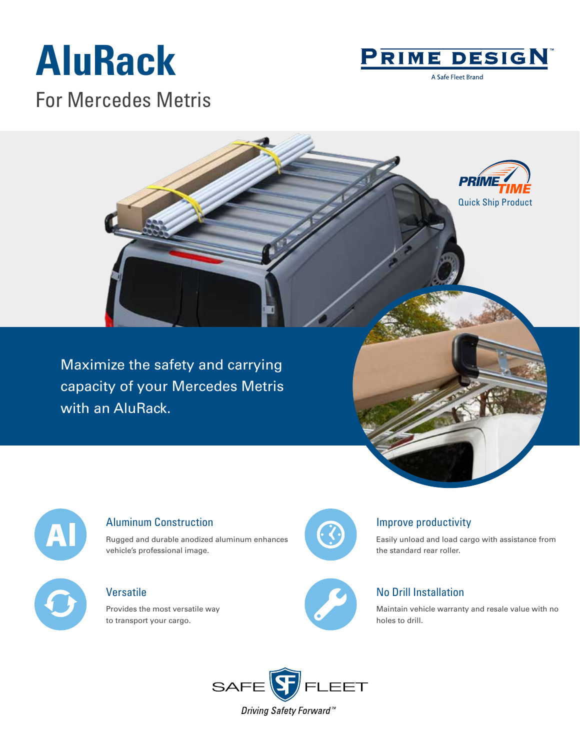# AluRack

## For Mercedes Metris

PRIME DESIGN™

A Safe Fleet Brand

PRIME TIME

Quick Ship Product

Maximize the safety and carrying capacity of your Mercedes Metris with an AluRack.

### Aluminum Construction

Rugged and durable anodized aluminum enhances vehicle's professional image.

### Improve productivity

Easily unload and load cargo with assistance from the standard rear roller.

### Versatile

Provides the most versatile way to transport your cargo.

### No Drill Installation

Maintain vehicle warranty and resale value with no holes to drill.

SAFE FLEET

*Driving Safety Forward™*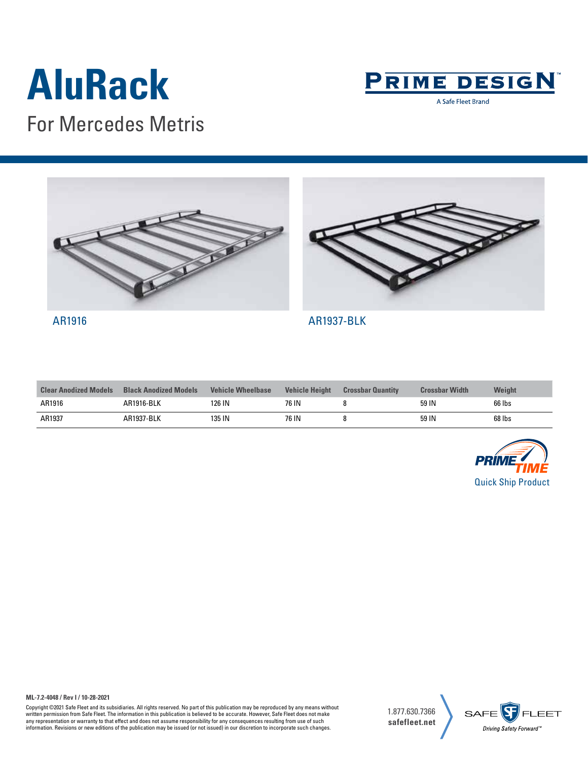# AluRack

For Mercedes Metris

PRIME DESIGN

A Safe Fleet Brand

AR1916

AR1937-BLK

| Clear Anodized Models | Black Anodized Models | Vehicle Wheelbase | Vehicle Height | Crossbar Quantity | Crossbar Width | Weight |
|---|---|---|---|---|---|---|
| AR1916 | AR1916-BLK | 126 IN | 76 IN | 8 | 59 IN | 66 lbs |
| AR1937 | AR1937-BLK | 135 IN | 76 IN | 8 | 59 IN | 68 lbs |

PRIME TIME

Quick Ship Product

ML-7.2-4048 / Rev I / 10-28-2021

Copyright ©2021 Safe Fleet and its subsidiaries. All rights reserved. No part of this publication may be reproduced by any means without written permission from Safe Fleet. The information in this publication is believed to be accurate. However, Safe Fleet does not make any representation or warranty to that effect and does not assume responsibility for any consequences resulting from use of such information. Revisions or new editions of the publication may be issued (or not issued) in our discretion to incorporate such changes.

1.877.630.7366

**safefleet.net**

SAFE FLEET

*Driving Safety Forward™*